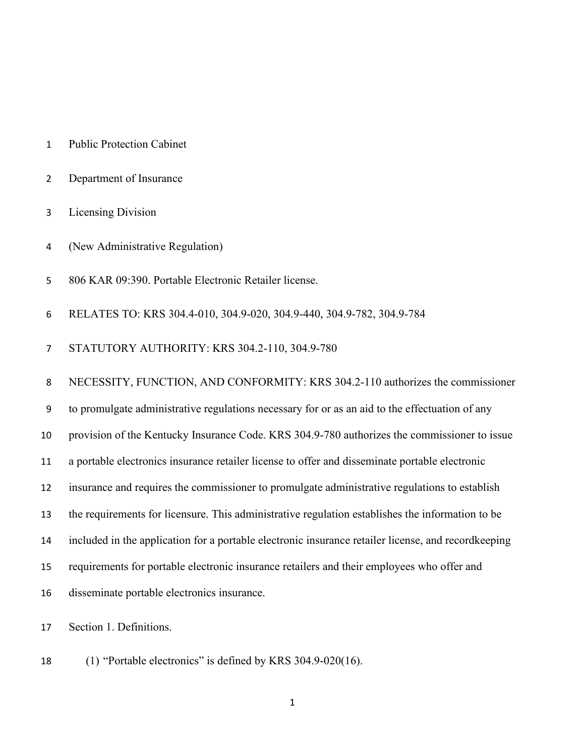Public Protection Cabinet

Department of Insurance

Licensing Division

(New Administrative Regulation)

806 KAR 09:390. Portable Electronic Retailer license.

RELATES TO: KRS 304.4-010, 304.9-020, 304.9-440, 304.9-782, 304.9-784

STATUTORY AUTHORITY: KRS 304.2-110, 304.9-780

NECESSITY, FUNCTION, AND CONFORMITY: KRS 304.2-110 authorizes the commissioner to promulgate administrative regulations necessary for or as an aid to the effectuation of any provision of the Kentucky Insurance Code. KRS 304.9-780 authorizes the commissioner to issue a portable electronics insurance retailer license to offer and disseminate portable electronic insurance and requires the commissioner to promulgate administrative regulations to establish the requirements for licensure. This administrative regulation establishes the information to be included in the application for a portable electronic insurance retailer license, and recordkeeping requirements for portable electronic insurance retailers and their employees who offer and disseminate portable electronics insurance.

Section 1. Definitions.

(1) "Portable electronics" is defined by KRS 304.9-020(16).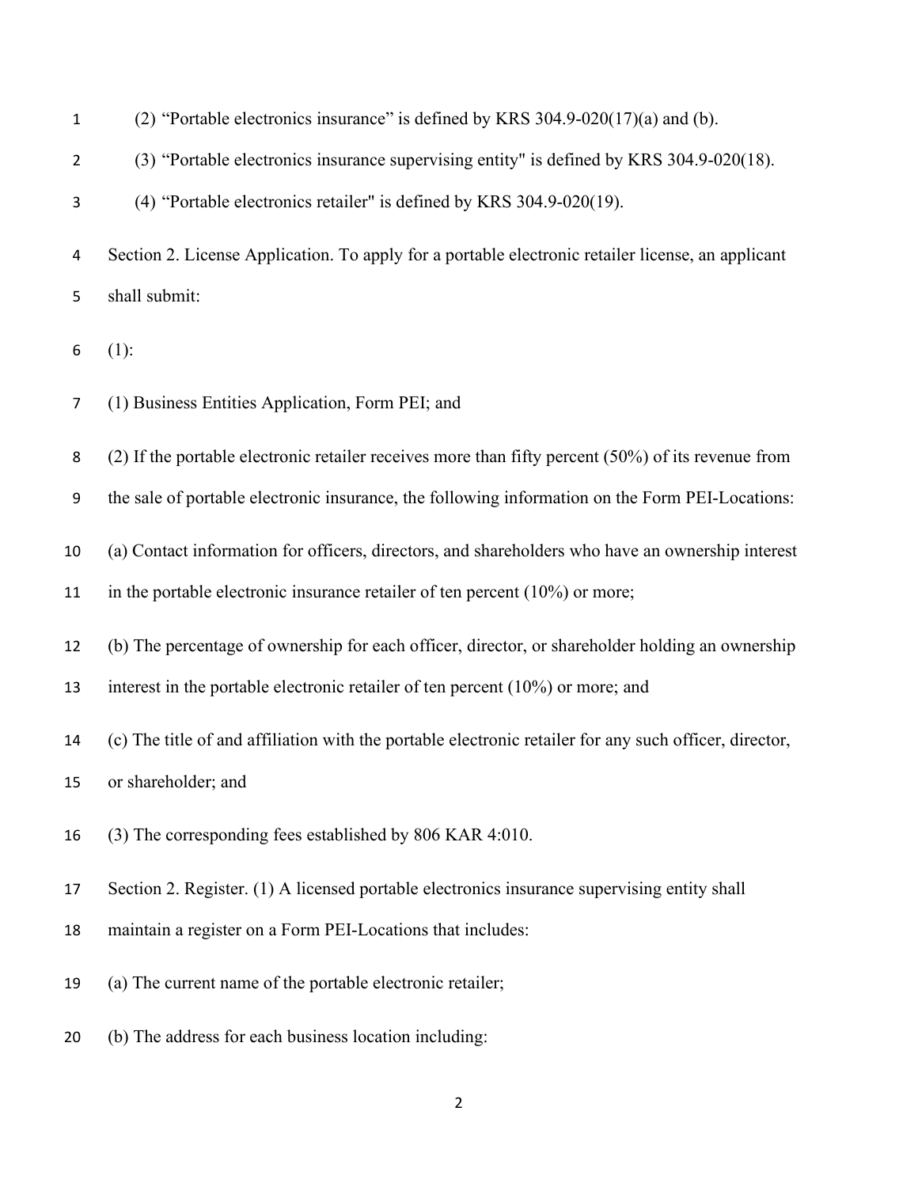(2) “Portable electronics insurance” is defined by KRS 304.9-020(17)(a) and (b).

(3) “Portable electronics insurance supervising entity" is defined by KRS 304.9-020(18).

(4) “Portable electronics retailer" is defined by KRS 304.9-020(19).

Section 2. License Application. To apply for a portable electronic retailer license, an applicant shall submit:

(1):

(1) Business Entities Application, Form PEI; and

(2) If the portable electronic retailer receives more than fifty percent (50%) of its revenue from the sale of portable electronic insurance, the following information on the Form PEI-Locations:

(a) Contact information for officers, directors, and shareholders who have an ownership interest in the portable electronic insurance retailer of ten percent (10%) or more;

(b) The percentage of ownership for each officer, director, or shareholder holding an ownership interest in the portable electronic retailer of ten percent (10%) or more; and

(c) The title of and affiliation with the portable electronic retailer for any such officer, director, or shareholder; and

(3) The corresponding fees established by 806 KAR 4:010.

Section 2. Register. (1) A licensed portable electronics insurance supervising entity shall maintain a register on a Form PEI-Locations that includes:

(a) The current name of the portable electronic retailer;

(b) The address for each business location including: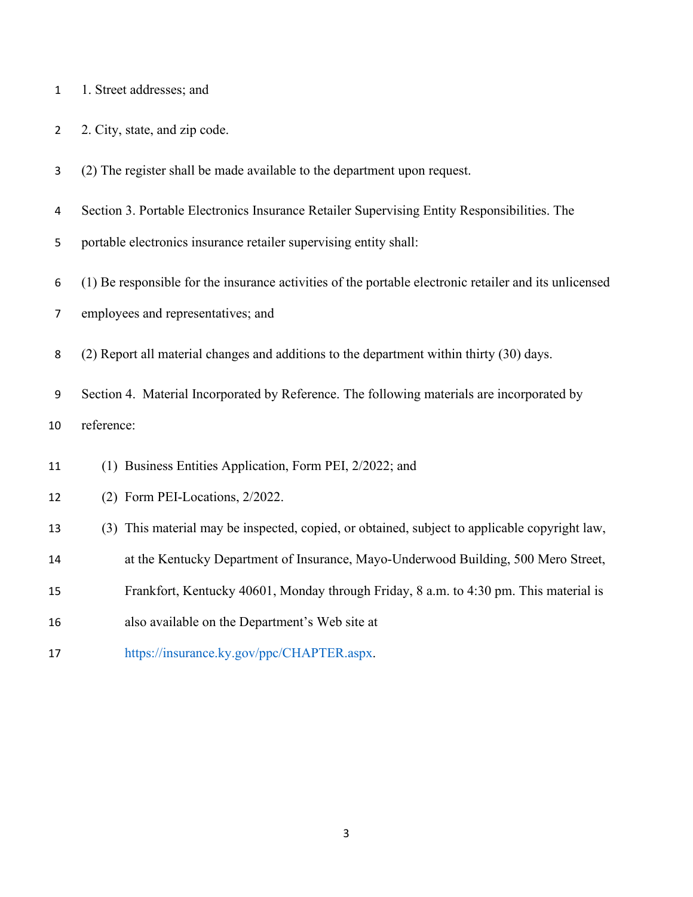1. Street addresses; and

2. City, state, and zip code.

(2) The register shall be made available to the department upon request.

Section 3. Portable Electronics Insurance Retailer Supervising Entity Responsibilities. The portable electronics insurance retailer supervising entity shall:

(1) Be responsible for the insurance activities of the portable electronic retailer and its unlicensed employees and representatives; and

(2) Report all material changes and additions to the department within thirty (30) days.

Section 4. Material Incorporated by Reference. The following materials are incorporated by reference:

(1) Business Entities Application, Form PEI, 2/2022; and

(2) Form PEI-Locations, 2/2022.

(3) This material may be inspected, copied, or obtained, subject to applicable copyright law, at the Kentucky Department of Insurance, Mayo-Underwood Building, 500 Mero Street, Frankfort, Kentucky 40601, Monday through Friday, 8 a.m. to 4:30 pm. This material is also available on the Department's Web site at https://insurance.ky.gov/ppc/CHAPTER.aspx.